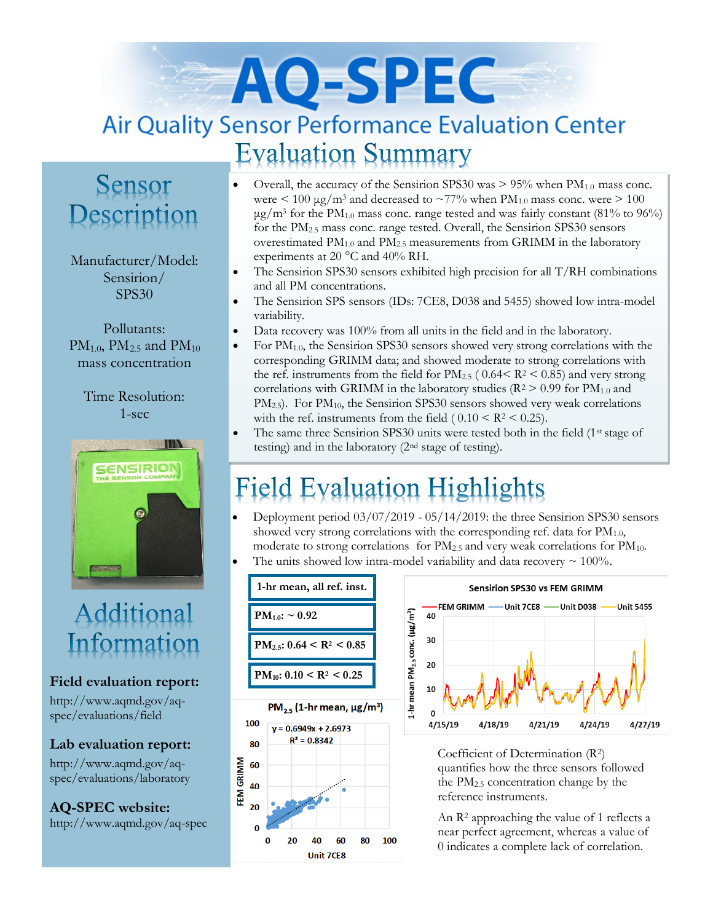# AQ-SPEC

## Air Quality Sensor Performance Evaluation Center

## Evaluation Summary

- Overall, the accuracy of the Sensirion SPS30 was > 95% when $PM_{1.0}$ mass conc. were < 100 µg/m³ and decreased to ~77% when $PM_{1.0}$ mass conc. were > 100 µg/m³ for the $PM_{1.0}$ mass conc. range tested and was fairly constant (81% to 96%) for the $PM_{2.5}$ mass conc. range tested. Overall, the Sensirion SPS30 sensors overestimated $PM_{1.0}$ and $PM_{2.5}$ measurements from GRIMM in the laboratory experiments at 20 °C and 40% RH.
- The Sensirion SPS30 sensors exhibited high precision for all T/RH combinations and all PM concentrations.
- The Sensirion SPS sensors (IDs: 7CE8, D038 and 5455) showed low intra-model variability.
- Data recovery was 100% from all units in the field and in the laboratory.
- For $PM_{1.0}$, the Sensirion SPS30 sensors showed very strong correlations with the corresponding GRIMM data; and showed moderate to strong correlations with the ref. instruments from the field for $PM_{2.5}$ ( $0.64 < R^2 < 0.85$) and very strong correlations with GRIMM in the laboratory studies ($R^2 > 0.99$ for $PM_{1.0}$ and $PM_{2.5}$). For $PM_{10}$, the Sensirion SPS30 sensors showed very weak correlations with the ref. instruments from the field ( $0.10 < R^2 < 0.25$).
- The same three Sensirion SPS30 units were tested both in the field (1st stage of testing) and in the laboratory (2nd stage of testing).

## Sensor Description

Manufacturer/Model: Sensirion/ SPS30

Pollutants: $PM_{1.0}$, $PM_{2.5}$ and $PM_{10}$ mass concentration

Time Resolution: 1-sec

## Field Evaluation Highlights

- Deployment period 03/07/2019 - 05/14/2019: the three Sensirion SPS30 sensors showed very strong correlations with the corresponding ref. data for $PM_{1.0}$, moderate to strong correlations for $PM_{2.5}$ and very weak correlations for $PM_{10}$.
- The units showed low intra-model variability and data recovery ~ 100%.

| 1-hr mean, all ref. inst. |
|---|
| $PM_{1.0}$: ~ 0.92 |
| $PM_{2.5}$: $0.64 < R^2 < 0.85$ |
| $PM_{10}$: $0.10 < R^2 < 0.25$ |

Coefficient of Determination ($R^2$) quantifies how the three sensors followed the $PM_{2.5}$ concentration change by the reference instruments.

An $R^2$ approaching the value of 1 reflects a near perfect agreement, whereas a value of 0 indicates a complete lack of correlation.

## Additional Information

**Field evaluation report:**
http://www.aqmd.gov/aq-spec/evaluations/field

**Lab evaluation report:**
http://www.aqmd.gov/aq-spec/evaluations/laboratory

**AQ-SPEC website:**
http://www.aqmd.gov/aq-spec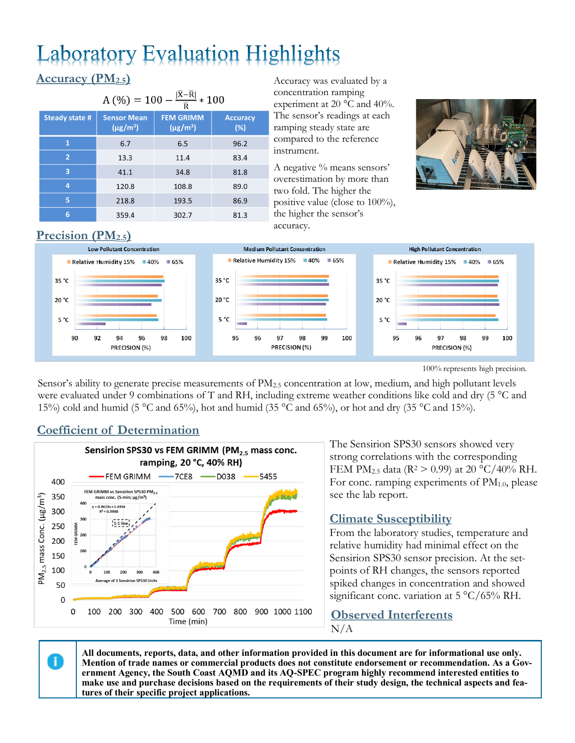# Laboratory Evaluation Highlights

## Accuracy ($PM_{2.5}$)

$$A\,(\%) = 100 - \frac{|\overline{X} - \overline{R}|}{\overline{R}} * 100$$

| Steady state # | Sensor Mean (µg/m³) | FEM GRIMM (µg/m³) | Accuracy (%) |
|---|---|---|---|
| 1 | 6.7 | 6.5 | 96.2 |
| 2 | 13.3 | 11.4 | 83.4 |
| 3 | 41.1 | 34.8 | 81.8 |
| 4 | 120.8 | 108.8 | 89.0 |
| 5 | 218.8 | 193.5 | 86.9 |
| 6 | 359.4 | 302.7 | 81.3 |

Accuracy was evaluated by a concentration ramping experiment at 20 °C and 40%. The sensor's readings at each ramping steady state are compared to the reference instrument.

A negative % means sensors' overestimation by more than two fold. The higher the positive value (close to 100%), the higher the sensor's accuracy.

## Precision ($PM_{2.5}$)

Low Pollutant Concentration
Relative Humidity 15% 40% 65%
35 °C
20 °C
5 °C
90 92 94 96 98 100
PRECISION (%)

Medium Pollutant Concentration
Relative Humidity 15% 40% 65%
35 °C
20 °C
5 °C
95 96 97 98 99 100
PRECISION (%)

High Pollutant Concentration
Relative Humidity 15% 40% 65%
35 °C
20 °C
5 °C
95 96 97 98 99 100
PRECISION (%)

100% represents high precision.

Sensor's ability to generate precise measurements of $PM_{2.5}$ concentration at low, medium, and high pollutant levels were evaluated under 9 combinations of T and RH, including extreme weather conditions like cold and dry (5 °C and 15%) cold and humid (5 °C and 65%), hot and humid (35 °C and 65%), or hot and dry (35 °C and 15%).

## Coefficient of Determination

Sensirion SPS30 vs FEM GRIMM ($PM_{2.5}$ mass conc. ramping, 20 °C, 40% RH)
FEM GRIMM 7CE8 D038 5455
$PM_{2.5}$ mass Conc. (µg/m³)
0 50 100 150 200 250 300 350 400
0 100 200 300 400 500 600 700 800 900 1000 1100
Time (min)

FEM GRIMM vs Sensirion SPS30 $PM_{2.5}$ mass conc. (5-min; µg/m³)
y = 0.8619x + 1.4934
$R^2$ = 0.9988
1:1 line
FEM GRIMM
0 100 200 300 400
Average of 3 Sensirion SPS30 Units

The Sensirion SPS30 sensors showed very strong correlations with the corresponding FEM $PM_{2.5}$ data ($R^2 > 0.99$) at 20 °C/40% RH. For conc. ramping experiments of $PM_{1.0}$, please see the lab report.

## Climate Susceptibility

From the laboratory studies, temperature and relative humidity had minimal effect on the Sensirion SPS30 sensor precision. At the set-points of RH changes, the sensors reported spiked changes in concentration and showed significant conc. variation at 5 °C/65% RH.

## Observed Interferents

N/A

**All documents, reports, data, and other information provided in this document are for informational use only. Mention of trade names or commercial products does not constitute endorsement or recommendation. As a Government Agency, the South Coast AQMD and its AQ-SPEC program highly recommend interested entities to make use and purchase decisions based on the requirements of their study design, the technical aspects and features of their specific project applications.**